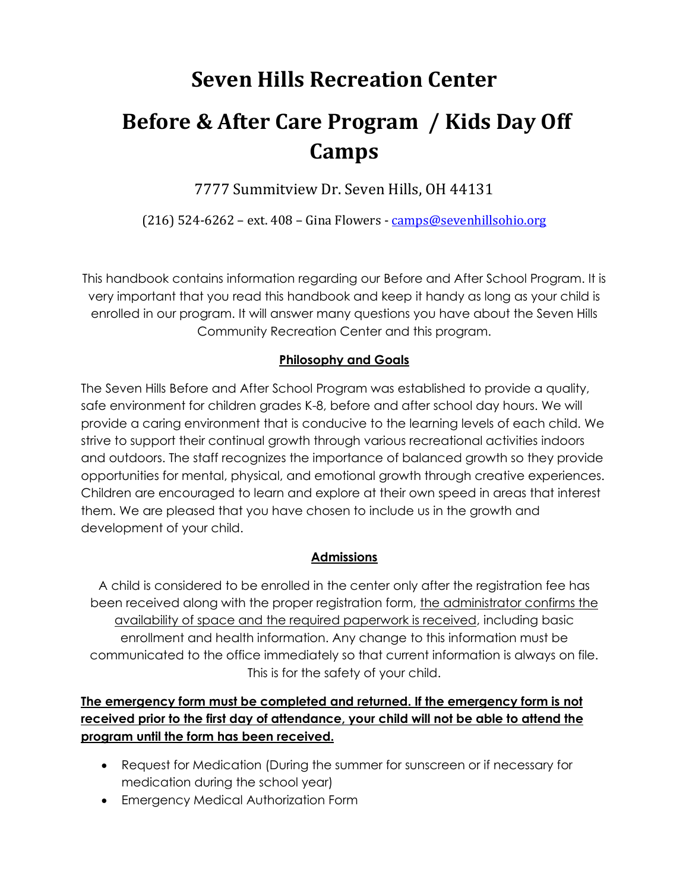# Seven Hills Recreation Center

# Before & After Care Program / Kids Day Off Camps

7777 Summitview Dr. Seven Hills, OH 44131

(216) 524-6262 – ext. 408 – Gina Flowers - camps@sevenhillsohio.org

This handbook contains information regarding our Before and After School Program. It is very important that you read this handbook and keep it handy as long as your child is enrolled in our program. It will answer many questions you have about the Seven Hills Community Recreation Center and this program.

## Philosophy and Goals

The Seven Hills Before and After School Program was established to provide a quality, safe environment for children grades K-8, before and after school day hours. We will provide a caring environment that is conducive to the learning levels of each child. We strive to support their continual growth through various recreational activities indoors and outdoors. The staff recognizes the importance of balanced growth so they provide opportunities for mental, physical, and emotional growth through creative experiences. Children are encouraged to learn and explore at their own speed in areas that interest them. We are pleased that you have chosen to include us in the growth and development of your child.

## Admissions

A child is considered to be enrolled in the center only after the registration fee has been received along with the proper registration form, the administrator confirms the availability of space and the required paperwork is received, including basic enrollment and health information. Any change to this information must be communicated to the office immediately so that current information is always on file. This is for the safety of your child.

**The emergency form must be completed and returned. If the emergency form is not received prior to the first day of attendance, your child will not be able to attend the program until the form has been received.**

- Request for Medication (During the summer for sunscreen or if necessary for medication during the school year)
- Emergency Medical Authorization Form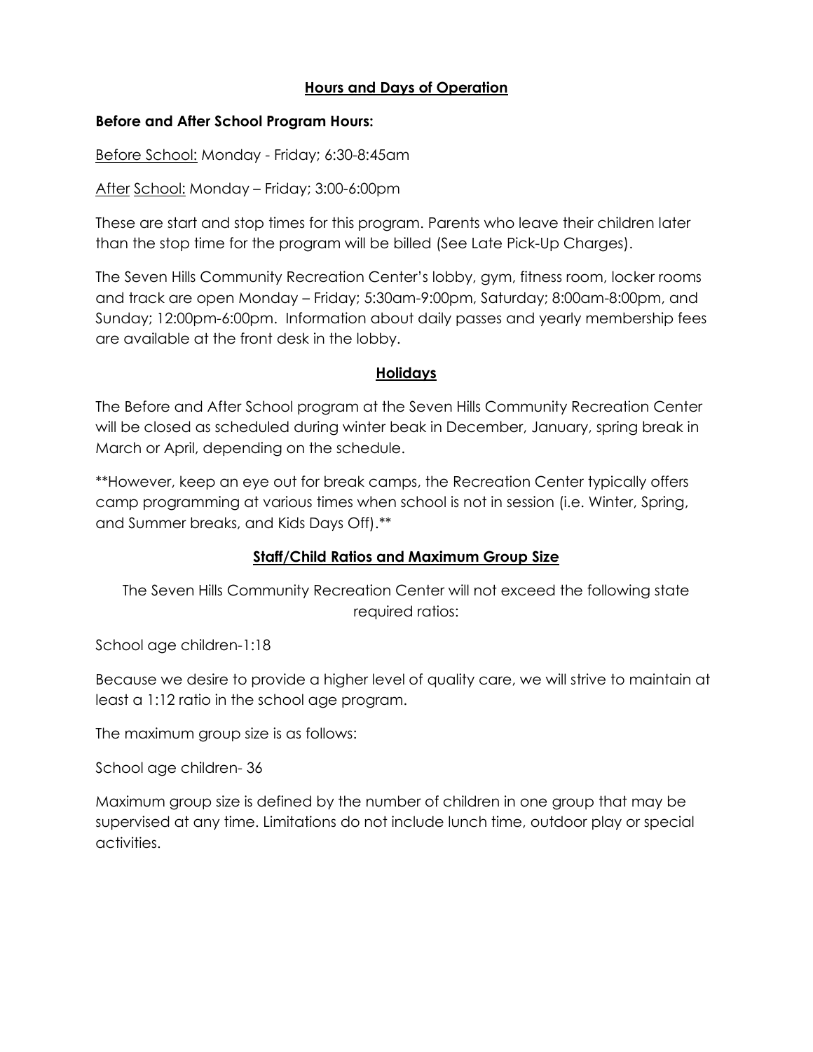## Hours and Days of Operation

**Before and After School Program Hours:**

Before School: Monday - Friday; 6:30-8:45am

After School: Monday – Friday; 3:00-6:00pm

These are start and stop times for this program. Parents who leave their children later than the stop time for the program will be billed (See Late Pick-Up Charges).

The Seven Hills Community Recreation Center's lobby, gym, fitness room, locker rooms and track are open Monday – Friday; 5:30am-9:00pm, Saturday; 8:00am-8:00pm, and Sunday; 12:00pm-6:00pm. Information about daily passes and yearly membership fees are available at the front desk in the lobby.

## Holidays

The Before and After School program at the Seven Hills Community Recreation Center will be closed as scheduled during winter beak in December, January, spring break in March or April, depending on the schedule.

**However, keep an eye out for break camps, the Recreation Center typically offers camp programming at various times when school is not in session (i.e. Winter, Spring, and Summer breaks, and Kids Days Off).**

## Staff/Child Ratios and Maximum Group Size

The Seven Hills Community Recreation Center will not exceed the following state required ratios:

School age children-1:18

Because we desire to provide a higher level of quality care, we will strive to maintain at least a 1:12 ratio in the school age program.

The maximum group size is as follows:

School age children- 36

Maximum group size is defined by the number of children in one group that may be supervised at any time. Limitations do not include lunch time, outdoor play or special activities.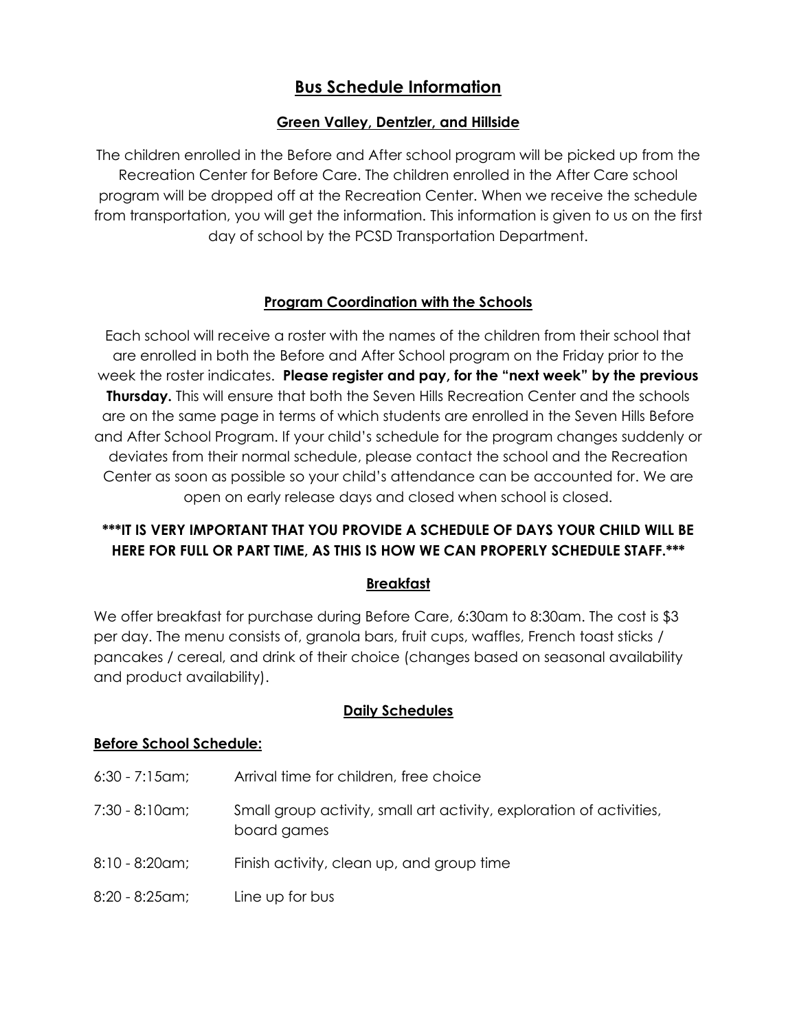# Bus Schedule Information

## Green Valley, Dentzler, and Hillside

The children enrolled in the Before and After school program will be picked up from the Recreation Center for Before Care. The children enrolled in the After Care school program will be dropped off at the Recreation Center. When we receive the schedule from transportation, you will get the information. This information is given to us on the first day of school by the PCSD Transportation Department.

## Program Coordination with the Schools

Each school will receive a roster with the names of the children from their school that are enrolled in both the Before and After School program on the Friday prior to the week the roster indicates. **Please register and pay, for the "next week" by the previous Thursday.** This will ensure that both the Seven Hills Recreation Center and the schools are on the same page in terms of which students are enrolled in the Seven Hills Before and After School Program. If your child's schedule for the program changes suddenly or deviates from their normal schedule, please contact the school and the Recreation Center as soon as possible so your child's attendance can be accounted for. We are open on early release days and closed when school is closed.

**\*\*\*IT IS VERY IMPORTANT THAT YOU PROVIDE A SCHEDULE OF DAYS YOUR CHILD WILL BE HERE FOR FULL OR PART TIME, AS THIS IS HOW WE CAN PROPERLY SCHEDULE STAFF.\*\*\***

## Breakfast

We offer breakfast for purchase during Before Care, 6:30am to 8:30am. The cost is $3 per day. The menu consists of, granola bars, fruit cups, waffles, French toast sticks / pancakes / cereal, and drink of their choice (changes based on seasonal availability and product availability).

## Daily Schedules

### Before School Schedule:

| | |
|---|---|
| 6:30 - 7:15am; | Arrival time for children, free choice |
| 7:30 - 8:10am; | Small group activity, small art activity, exploration of activities, board games |
| 8:10 - 8:20am; | Finish activity, clean up, and group time |
| 8:20 - 8:25am; | Line up for bus |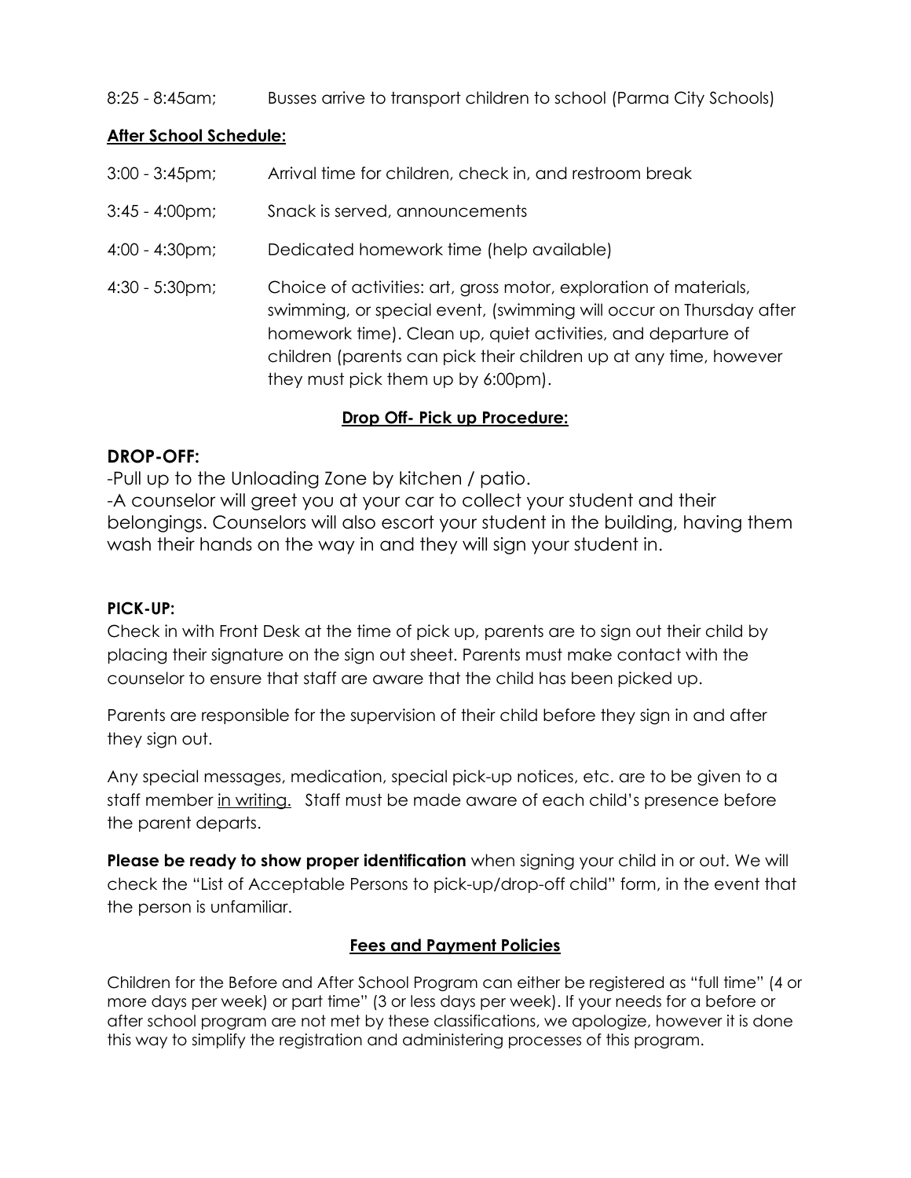8:25 - 8:45am; Busses arrive to transport children to school (Parma City Schools)

**After School Schedule:**

3:00 - 3:45pm; Arrival time for children, check in, and restroom break

3:45 - 4:00pm; Snack is served, announcements

4:00 - 4:30pm; Dedicated homework time (help available)

4:30 - 5:30pm; Choice of activities: art, gross motor, exploration of materials, swimming, or special event, (swimming will occur on Thursday after homework time). Clean up, quiet activities, and departure of children (parents can pick their children up at any time, however they must pick them up by 6:00pm).

## Drop Off- Pick up Procedure:

### DROP-OFF:

-Pull up to the Unloading Zone by kitchen / patio.
-A counselor will greet you at your car to collect your student and their belongings. Counselors will also escort your student in the building, having them wash their hands on the way in and they will sign your student in.

### PICK-UP:

Check in with Front Desk at the time of pick up, parents are to sign out their child by placing their signature on the sign out sheet. Parents must make contact with the counselor to ensure that staff are aware that the child has been picked up.

Parents are responsible for the supervision of their child before they sign in and after they sign out.

Any special messages, medication, special pick-up notices, etc. are to be given to a staff member in writing. Staff must be made aware of each child's presence before the parent departs.

**Please be ready to show proper identification** when signing your child in or out. We will check the "List of Acceptable Persons to pick-up/drop-off child" form, in the event that the person is unfamiliar.

## Fees and Payment Policies

Children for the Before and After School Program can either be registered as "full time" (4 or more days per week) or part time" (3 or less days per week). If your needs for a before or after school program are not met by these classifications, we apologize, however it is done this way to simplify the registration and administering processes of this program.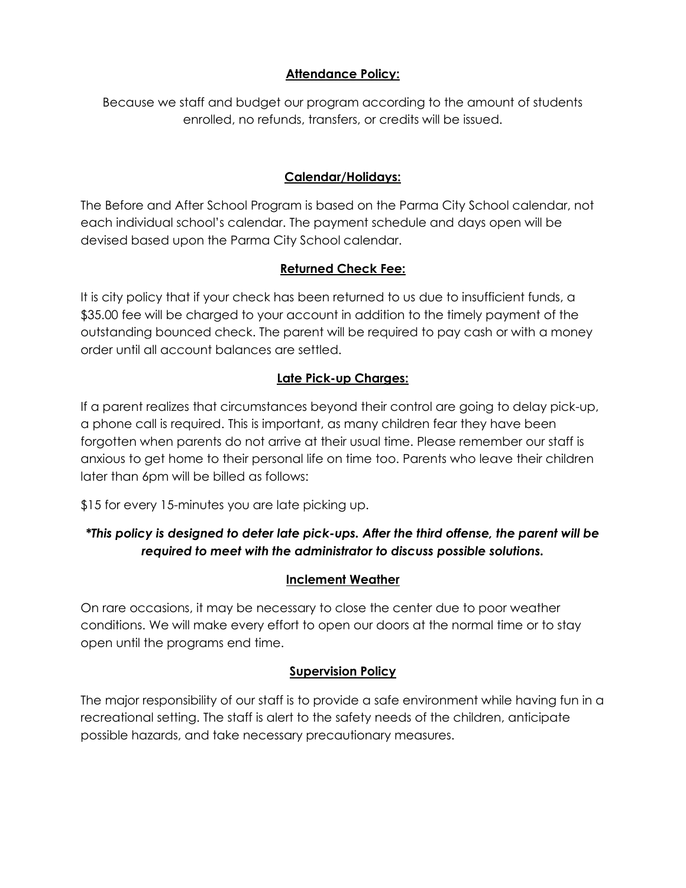## **Attendance Policy:**

Because we staff and budget our program according to the amount of students enrolled, no refunds, transfers, or credits will be issued.

## **Calendar/Holidays:**

The Before and After School Program is based on the Parma City School calendar, not each individual school's calendar. The payment schedule and days open will be devised based upon the Parma City School calendar.

## **Returned Check Fee:**

It is city policy that if your check has been returned to us due to insufficient funds, a $35.00 fee will be charged to your account in addition to the timely payment of the outstanding bounced check. The parent will be required to pay cash or with a money order until all account balances are settled.

## **Late Pick-up Charges:**

If a parent realizes that circumstances beyond their control are going to delay pick-up, a phone call is required. This is important, as many children fear they have been forgotten when parents do not arrive at their usual time. Please remember our staff is anxious to get home to their personal life on time too. Parents who leave their children later than 6pm will be billed as follows:

$15 for every 15-minutes you are late picking up.

***\*This policy is designed to deter late pick-ups. After the third offense, the parent will be required to meet with the administrator to discuss possible solutions.***

## **Inclement Weather**

On rare occasions, it may be necessary to close the center due to poor weather conditions. We will make every effort to open our doors at the normal time or to stay open until the programs end time.

## **Supervision Policy**

The major responsibility of our staff is to provide a safe environment while having fun in a recreational setting. The staff is alert to the safety needs of the children, anticipate possible hazards, and take necessary precautionary measures.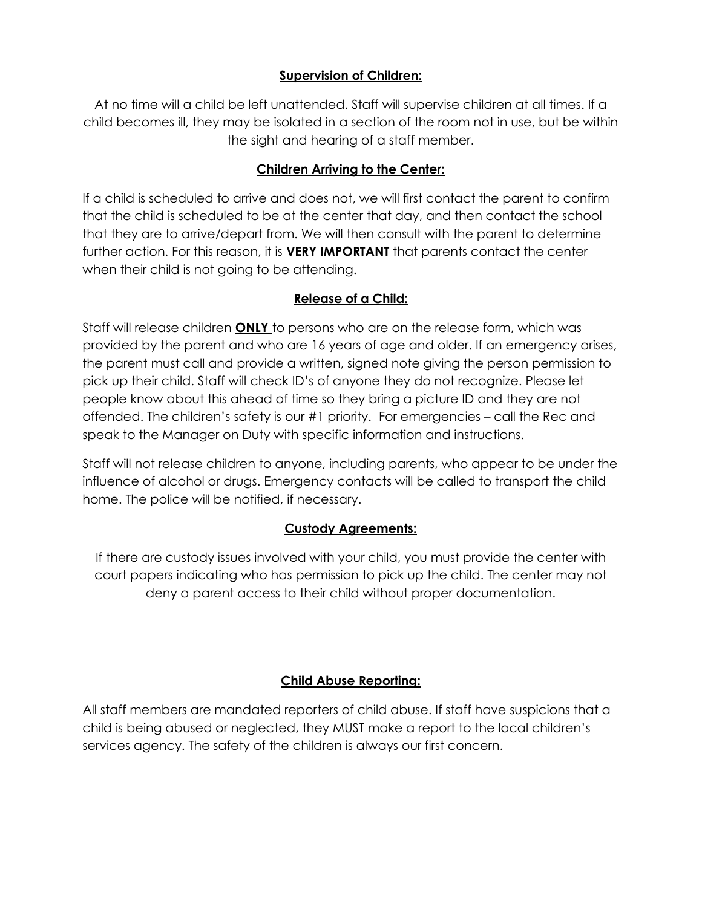### Supervision of Children:

At no time will a child be left unattended. Staff will supervise children at all times. If a child becomes ill, they may be isolated in a section of the room not in use, but be within the sight and hearing of a staff member.

### Children Arriving to the Center:

If a child is scheduled to arrive and does not, we will first contact the parent to confirm that the child is scheduled to be at the center that day, and then contact the school that they are to arrive/depart from. We will then consult with the parent to determine further action. For this reason, it is **VERY IMPORTANT** that parents contact the center when their child is not going to be attending.

### Release of a Child:

Staff will release children **ONLY** to persons who are on the release form, which was provided by the parent and who are 16 years of age and older. If an emergency arises, the parent must call and provide a written, signed note giving the person permission to pick up their child. Staff will check ID's of anyone they do not recognize. Please let people know about this ahead of time so they bring a picture ID and they are not offended. The children's safety is our #1 priority. For emergencies – call the Rec and speak to the Manager on Duty with specific information and instructions.

Staff will not release children to anyone, including parents, who appear to be under the influence of alcohol or drugs. Emergency contacts will be called to transport the child home. The police will be notified, if necessary.

### Custody Agreements:

If there are custody issues involved with your child, you must provide the center with court papers indicating who has permission to pick up the child. The center may not deny a parent access to their child without proper documentation.

### Child Abuse Reporting:

All staff members are mandated reporters of child abuse. If staff have suspicions that a child is being abused or neglected, they MUST make a report to the local children's services agency. The safety of the children is always our first concern.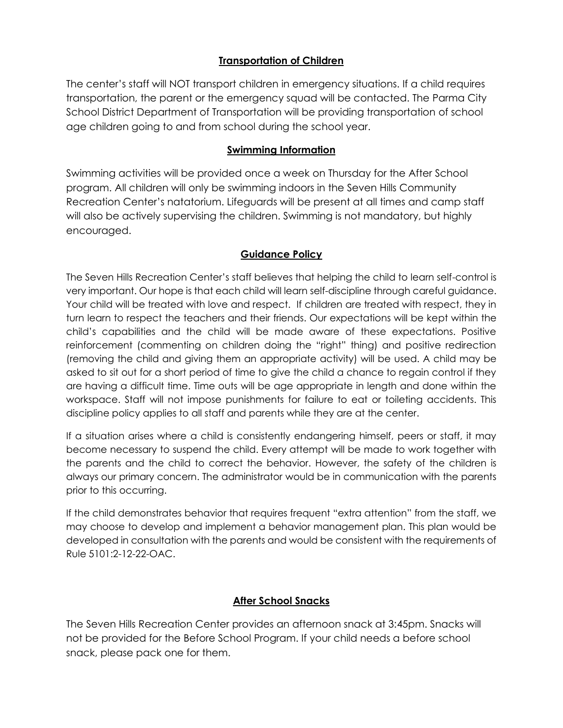## Transportation of Children

The center's staff will NOT transport children in emergency situations. If a child requires transportation, the parent or the emergency squad will be contacted. The Parma City School District Department of Transportation will be providing transportation of school age children going to and from school during the school year.

## Swimming Information

Swimming activities will be provided once a week on Thursday for the After School program. All children will only be swimming indoors in the Seven Hills Community Recreation Center's natatorium. Lifeguards will be present at all times and camp staff will also be actively supervising the children. Swimming is not mandatory, but highly encouraged.

## Guidance Policy

The Seven Hills Recreation Center's staff believes that helping the child to learn self-control is very important. Our hope is that each child will learn self-discipline through careful guidance. Your child will be treated with love and respect. If children are treated with respect, they in turn learn to respect the teachers and their friends. Our expectations will be kept within the child's capabilities and the child will be made aware of these expectations. Positive reinforcement (commenting on children doing the "right" thing) and positive redirection (removing the child and giving them an appropriate activity) will be used. A child may be asked to sit out for a short period of time to give the child a chance to regain control if they are having a difficult time. Time outs will be age appropriate in length and done within the workspace. Staff will not impose punishments for failure to eat or toileting accidents. This discipline policy applies to all staff and parents while they are at the center.

If a situation arises where a child is consistently endangering himself, peers or staff, it may become necessary to suspend the child. Every attempt will be made to work together with the parents and the child to correct the behavior. However, the safety of the children is always our primary concern. The administrator would be in communication with the parents prior to this occurring.

If the child demonstrates behavior that requires frequent "extra attention" from the staff, we may choose to develop and implement a behavior management plan. This plan would be developed in consultation with the parents and would be consistent with the requirements of Rule 5101:2-12-22-OAC.

## After School Snacks

The Seven Hills Recreation Center provides an afternoon snack at 3:45pm. Snacks will not be provided for the Before School Program. If your child needs a before school snack, please pack one for them.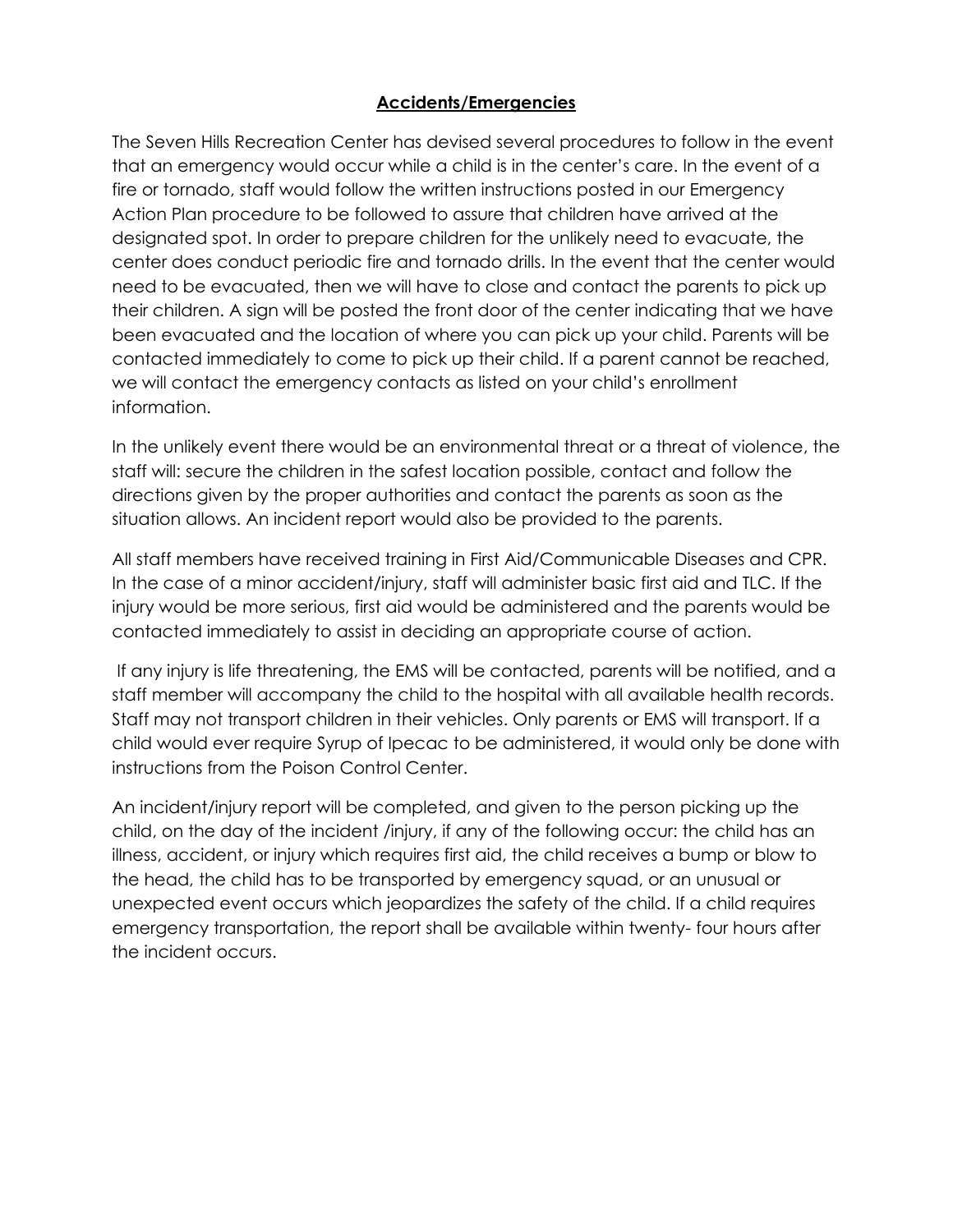## Accidents/Emergencies

The Seven Hills Recreation Center has devised several procedures to follow in the event that an emergency would occur while a child is in the center's care. In the event of a fire or tornado, staff would follow the written instructions posted in our Emergency Action Plan procedure to be followed to assure that children have arrived at the designated spot. In order to prepare children for the unlikely need to evacuate, the center does conduct periodic fire and tornado drills. In the event that the center would need to be evacuated, then we will have to close and contact the parents to pick up their children. A sign will be posted the front door of the center indicating that we have been evacuated and the location of where you can pick up your child. Parents will be contacted immediately to come to pick up their child. If a parent cannot be reached, we will contact the emergency contacts as listed on your child's enrollment information.

In the unlikely event there would be an environmental threat or a threat of violence, the staff will: secure the children in the safest location possible, contact and follow the directions given by the proper authorities and contact the parents as soon as the situation allows. An incident report would also be provided to the parents.

All staff members have received training in First Aid/Communicable Diseases and CPR. In the case of a minor accident/injury, staff will administer basic first aid and TLC. If the injury would be more serious, first aid would be administered and the parents would be contacted immediately to assist in deciding an appropriate course of action.

If any injury is life threatening, the EMS will be contacted, parents will be notified, and a staff member will accompany the child to the hospital with all available health records. Staff may not transport children in their vehicles. Only parents or EMS will transport. If a child would ever require Syrup of Ipecac to be administered, it would only be done with instructions from the Poison Control Center.

An incident/injury report will be completed, and given to the person picking up the child, on the day of the incident /injury, if any of the following occur: the child has an illness, accident, or injury which requires first aid, the child receives a bump or blow to the head, the child has to be transported by emergency squad, or an unusual or unexpected event occurs which jeopardizes the safety of the child. If a child requires emergency transportation, the report shall be available within twenty- four hours after the incident occurs.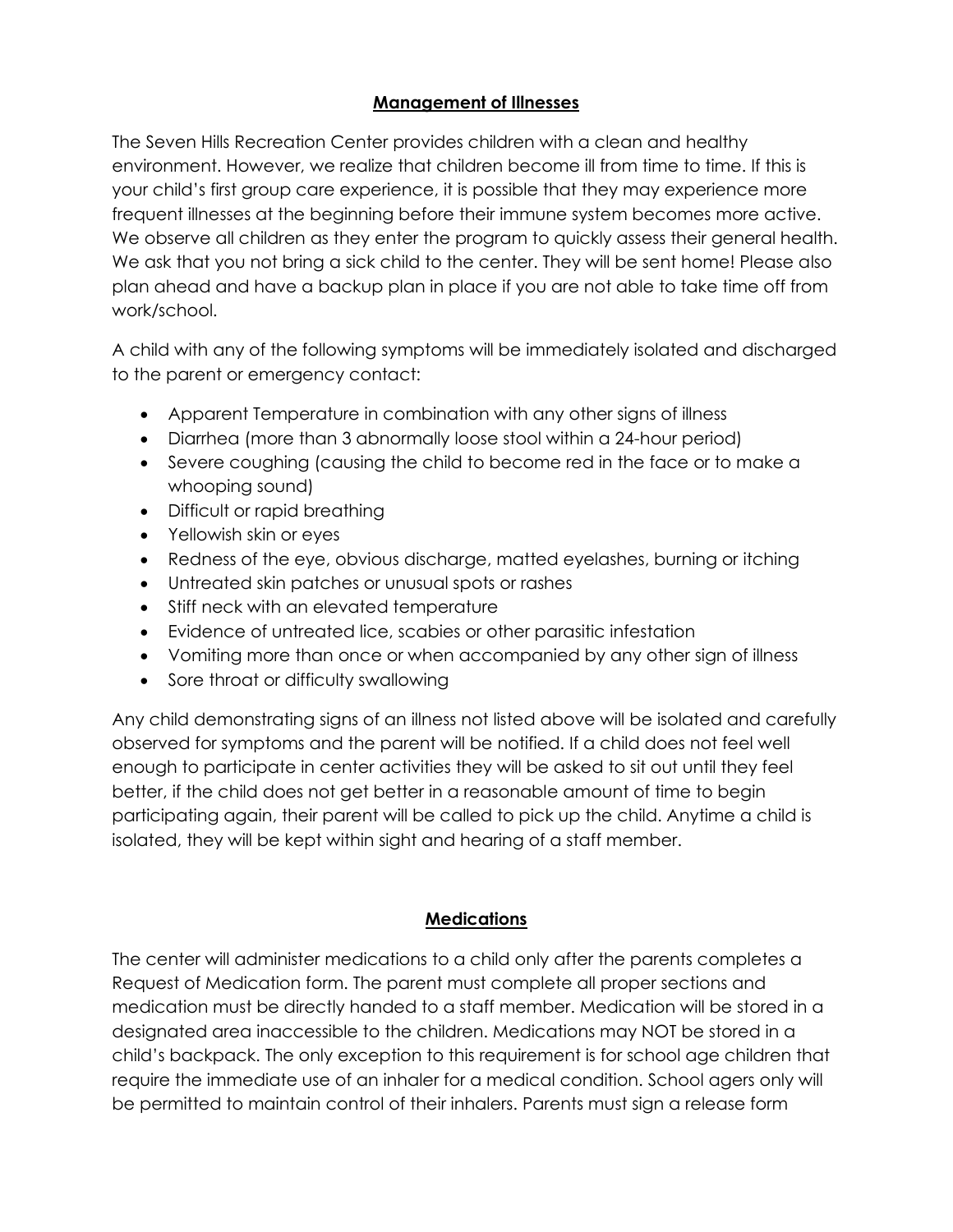## Management of Illnesses

The Seven Hills Recreation Center provides children with a clean and healthy environment. However, we realize that children become ill from time to time. If this is your child's first group care experience, it is possible that they may experience more frequent illnesses at the beginning before their immune system becomes more active. We observe all children as they enter the program to quickly assess their general health. We ask that you not bring a sick child to the center. They will be sent home! Please also plan ahead and have a backup plan in place if you are not able to take time off from work/school.

A child with any of the following symptoms will be immediately isolated and discharged to the parent or emergency contact:

- Apparent Temperature in combination with any other signs of illness
- Diarrhea (more than 3 abnormally loose stool within a 24-hour period)
- Severe coughing (causing the child to become red in the face or to make a whooping sound)
- Difficult or rapid breathing
- Yellowish skin or eyes
- Redness of the eye, obvious discharge, matted eyelashes, burning or itching
- Untreated skin patches or unusual spots or rashes
- Stiff neck with an elevated temperature
- Evidence of untreated lice, scabies or other parasitic infestation
- Vomiting more than once or when accompanied by any other sign of illness
- Sore throat or difficulty swallowing

Any child demonstrating signs of an illness not listed above will be isolated and carefully observed for symptoms and the parent will be notified. If a child does not feel well enough to participate in center activities they will be asked to sit out until they feel better, if the child does not get better in a reasonable amount of time to begin participating again, their parent will be called to pick up the child. Anytime a child is isolated, they will be kept within sight and hearing of a staff member.

## Medications

The center will administer medications to a child only after the parents completes a Request of Medication form. The parent must complete all proper sections and medication must be directly handed to a staff member. Medication will be stored in a designated area inaccessible to the children. Medications may NOT be stored in a child's backpack. The only exception to this requirement is for school age children that require the immediate use of an inhaler for a medical condition. School agers only will be permitted to maintain control of their inhalers. Parents must sign a release form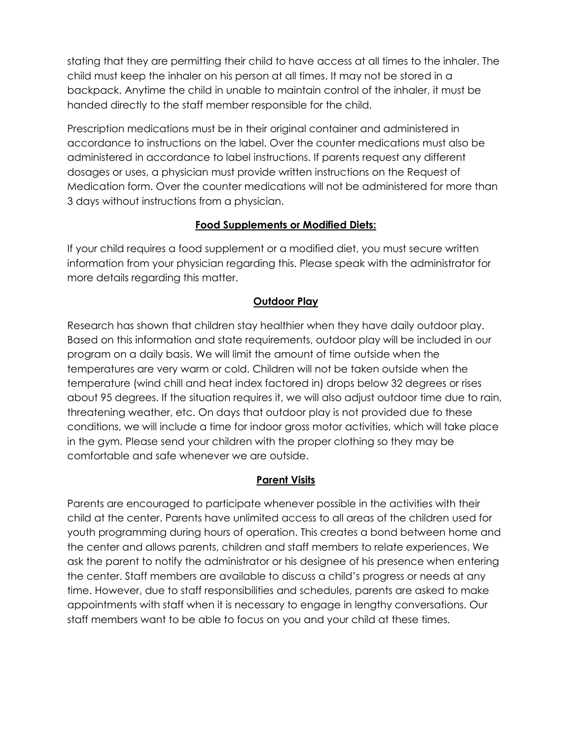stating that they are permitting their child to have access at all times to the inhaler. The child must keep the inhaler on his person at all times. It may not be stored in a backpack. Anytime the child in unable to maintain control of the inhaler, it must be handed directly to the staff member responsible for the child.

Prescription medications must be in their original container and administered in accordance to instructions on the label. Over the counter medications must also be administered in accordance to label instructions. If parents request any different dosages or uses, a physician must provide written instructions on the Request of Medication form. Over the counter medications will not be administered for more than 3 days without instructions from a physician.

## Food Supplements or Modified Diets:

If your child requires a food supplement or a modified diet, you must secure written information from your physician regarding this. Please speak with the administrator for more details regarding this matter.

## Outdoor Play

Research has shown that children stay healthier when they have daily outdoor play. Based on this information and state requirements, outdoor play will be included in our program on a daily basis. We will limit the amount of time outside when the temperatures are very warm or cold. Children will not be taken outside when the temperature (wind chill and heat index factored in) drops below 32 degrees or rises about 95 degrees. If the situation requires it, we will also adjust outdoor time due to rain, threatening weather, etc. On days that outdoor play is not provided due to these conditions, we will include a time for indoor gross motor activities, which will take place in the gym. Please send your children with the proper clothing so they may be comfortable and safe whenever we are outside.

## Parent Visits

Parents are encouraged to participate whenever possible in the activities with their child at the center. Parents have unlimited access to all areas of the children used for youth programming during hours of operation. This creates a bond between home and the center and allows parents, children and staff members to relate experiences. We ask the parent to notify the administrator or his designee of his presence when entering the center. Staff members are available to discuss a child's progress or needs at any time. However, due to staff responsibilities and schedules, parents are asked to make appointments with staff when it is necessary to engage in lengthy conversations. Our staff members want to be able to focus on you and your child at these times.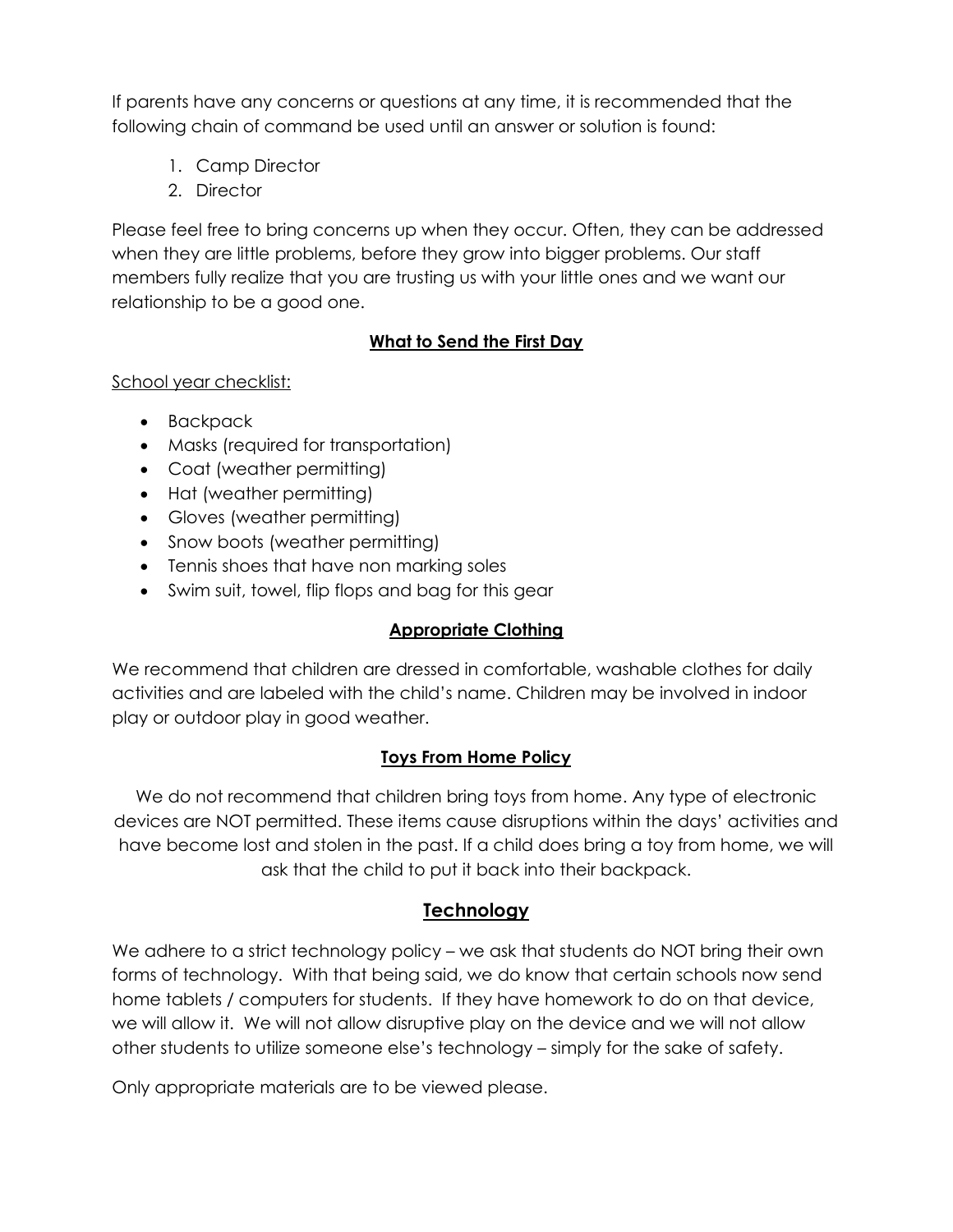If parents have any concerns or questions at any time, it is recommended that the following chain of command be used until an answer or solution is found:

1. Camp Director
2. Director

Please feel free to bring concerns up when they occur. Often, they can be addressed when they are little problems, before they grow into bigger problems. Our staff members fully realize that you are trusting us with your little ones and we want our relationship to be a good one.

## What to Send the First Day

School year checklist:

- Backpack
- Masks (required for transportation)
- Coat (weather permitting)
- Hat (weather permitting)
- Gloves (weather permitting)
- Snow boots (weather permitting)
- Tennis shoes that have non marking soles
- Swim suit, towel, flip flops and bag for this gear

## Appropriate Clothing

We recommend that children are dressed in comfortable, washable clothes for daily activities and are labeled with the child's name. Children may be involved in indoor play or outdoor play in good weather.

## Toys From Home Policy

We do not recommend that children bring toys from home. Any type of electronic devices are NOT permitted. These items cause disruptions within the days' activities and have become lost and stolen in the past. If a child does bring a toy from home, we will ask that the child to put it back into their backpack.

## Technology

We adhere to a strict technology policy – we ask that students do NOT bring their own forms of technology. With that being said, we do know that certain schools now send home tablets / computers for students. If they have homework to do on that device, we will allow it. We will not allow disruptive play on the device and we will not allow other students to utilize someone else's technology – simply for the sake of safety.

Only appropriate materials are to be viewed please.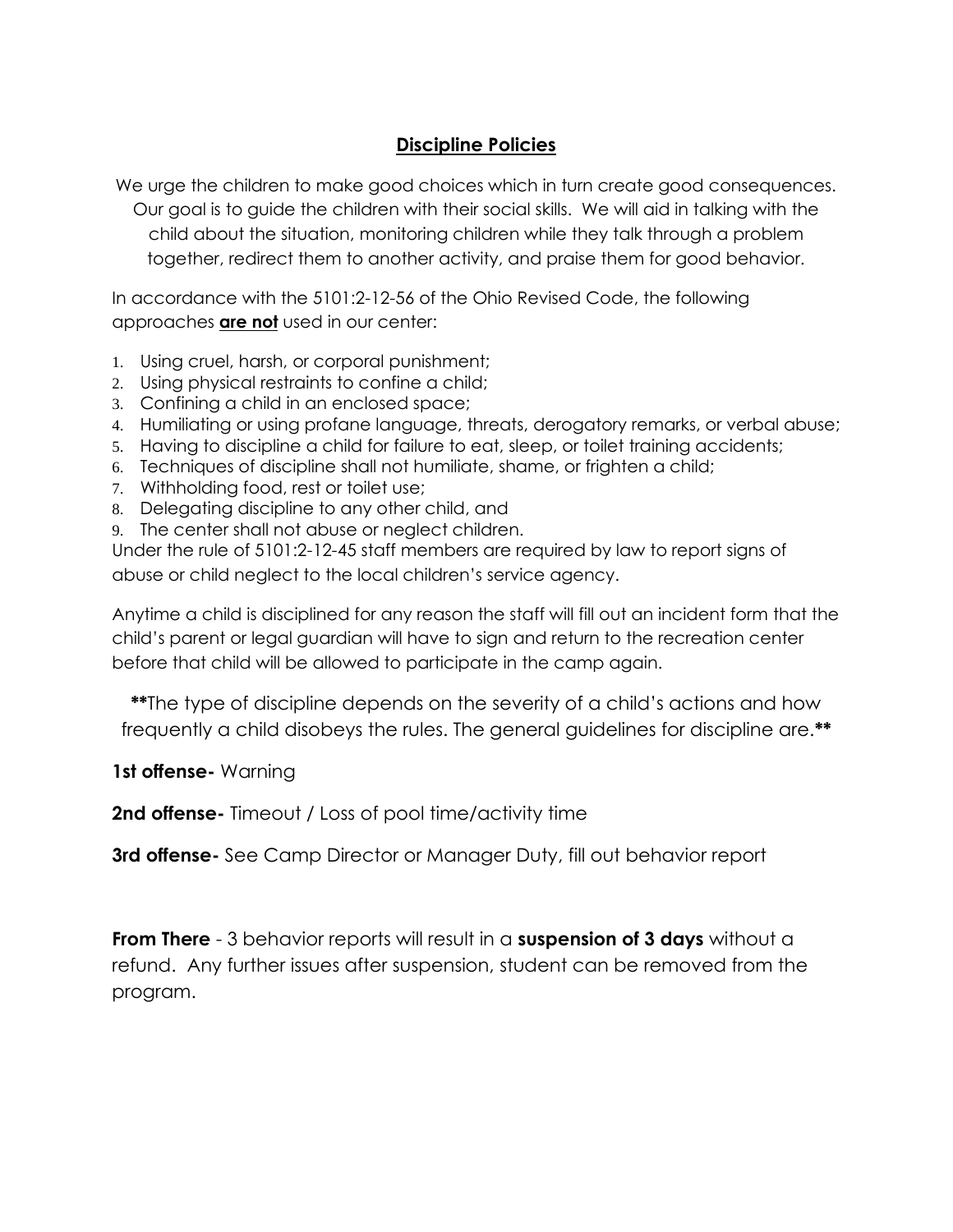## Discipline Policies

We urge the children to make good choices which in turn create good consequences. Our goal is to guide the children with their social skills. We will aid in talking with the child about the situation, monitoring children while they talk through a problem together, redirect them to another activity, and praise them for good behavior.

In accordance with the 5101:2-12-56 of the Ohio Revised Code, the following approaches **are not** used in our center:

1. Using cruel, harsh, or corporal punishment;
2. Using physical restraints to confine a child;
3. Confining a child in an enclosed space;
4. Humiliating or using profane language, threats, derogatory remarks, or verbal abuse;
5. Having to discipline a child for failure to eat, sleep, or toilet training accidents;
6. Techniques of discipline shall not humiliate, shame, or frighten a child;
7. Withholding food, rest or toilet use;
8. Delegating discipline to any other child, and
9. The center shall not abuse or neglect children.

Under the rule of 5101:2-12-45 staff members are required by law to report signs of abuse or child neglect to the local children's service agency.

Anytime a child is disciplined for any reason the staff will fill out an incident form that the child's parent or legal guardian will have to sign and return to the recreation center before that child will be allowed to participate in the camp again.

**The type of discipline depends on the severity of a child's actions and how frequently a child disobeys the rules. The general guidelines for discipline are.**

**1st offense-** Warning

**2nd offense-** Timeout / Loss of pool time/activity time

**3rd offense-** See Camp Director or Manager Duty, fill out behavior report

**From There** - 3 behavior reports will result in a **suspension of 3 days** without a refund. Any further issues after suspension, student can be removed from the program.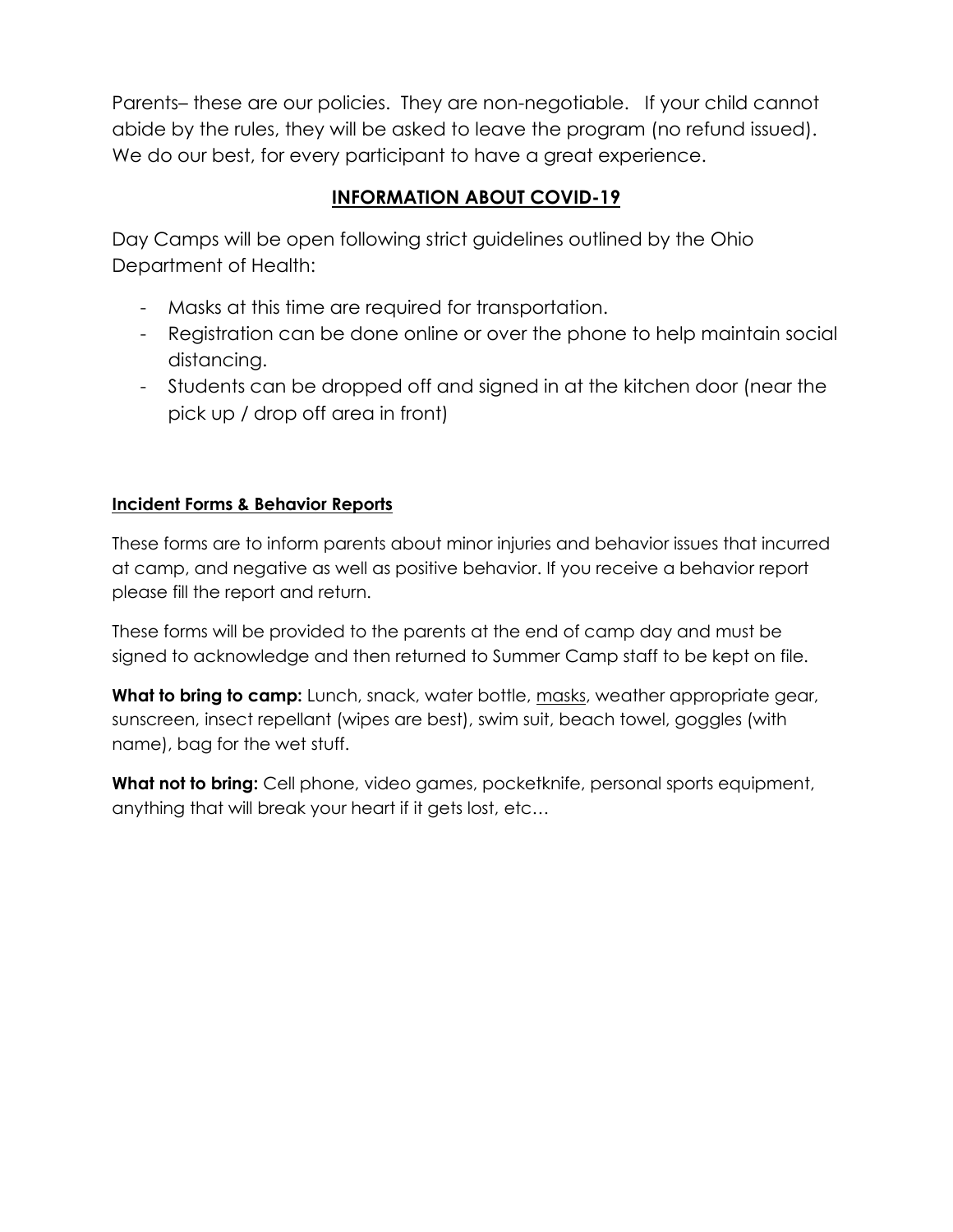Parents– these are our policies. They are non-negotiable. If your child cannot abide by the rules, they will be asked to leave the program (no refund issued). We do our best, for every participant to have a great experience.

## INFORMATION ABOUT COVID-19

Day Camps will be open following strict guidelines outlined by the Ohio Department of Health:

- Masks at this time are required for transportation.
- Registration can be done online or over the phone to help maintain social distancing.
- Students can be dropped off and signed in at the kitchen door (near the pick up / drop off area in front)

### Incident Forms & Behavior Reports

These forms are to inform parents about minor injuries and behavior issues that incurred at camp, and negative as well as positive behavior. If you receive a behavior report please fill the report and return.

These forms will be provided to the parents at the end of camp day and must be signed to acknowledge and then returned to Summer Camp staff to be kept on file.

**What to bring to camp:** Lunch, snack, water bottle, masks, weather appropriate gear, sunscreen, insect repellant (wipes are best), swim suit, beach towel, goggles (with name), bag for the wet stuff.

**What not to bring:** Cell phone, video games, pocketknife, personal sports equipment, anything that will break your heart if it gets lost, etc…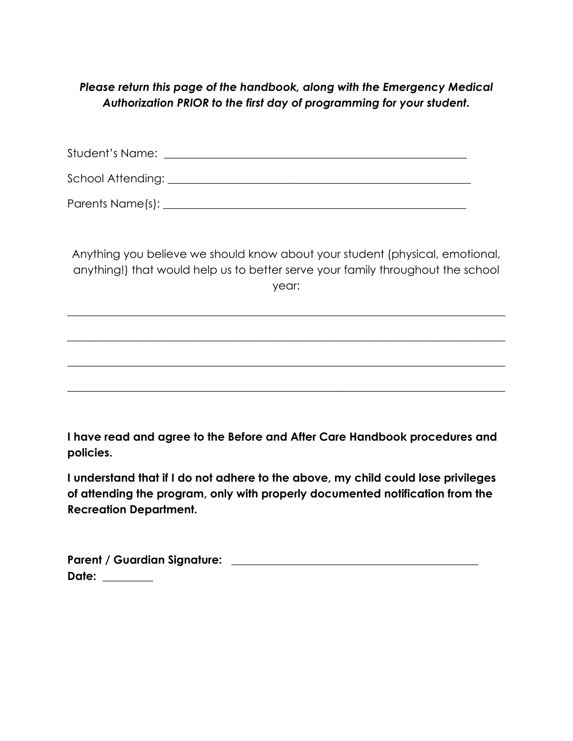***Please return this page of the handbook, along with the Emergency Medical Authorization PRIOR to the first day of programming for your student.***

Student's Name: ______________________________________________________

School Attending: _____________________________________________________

Parents Name(s): _____________________________________________________

Anything you believe we should know about your student (physical, emotional, anything!) that would help us to better serve your family throughout the school year:

___________________________________________________________________________

___________________________________________________________________________

___________________________________________________________________________

___________________________________________________________________________

**I have read and agree to the Before and After Care Handbook procedures and policies.**

**I understand that if I do not adhere to the above, my child could lose privileges of attending the program, only with properly documented notification from the Recreation Department.**

**Parent / Guardian Signature:** ____________________________________________
**Date:** _________